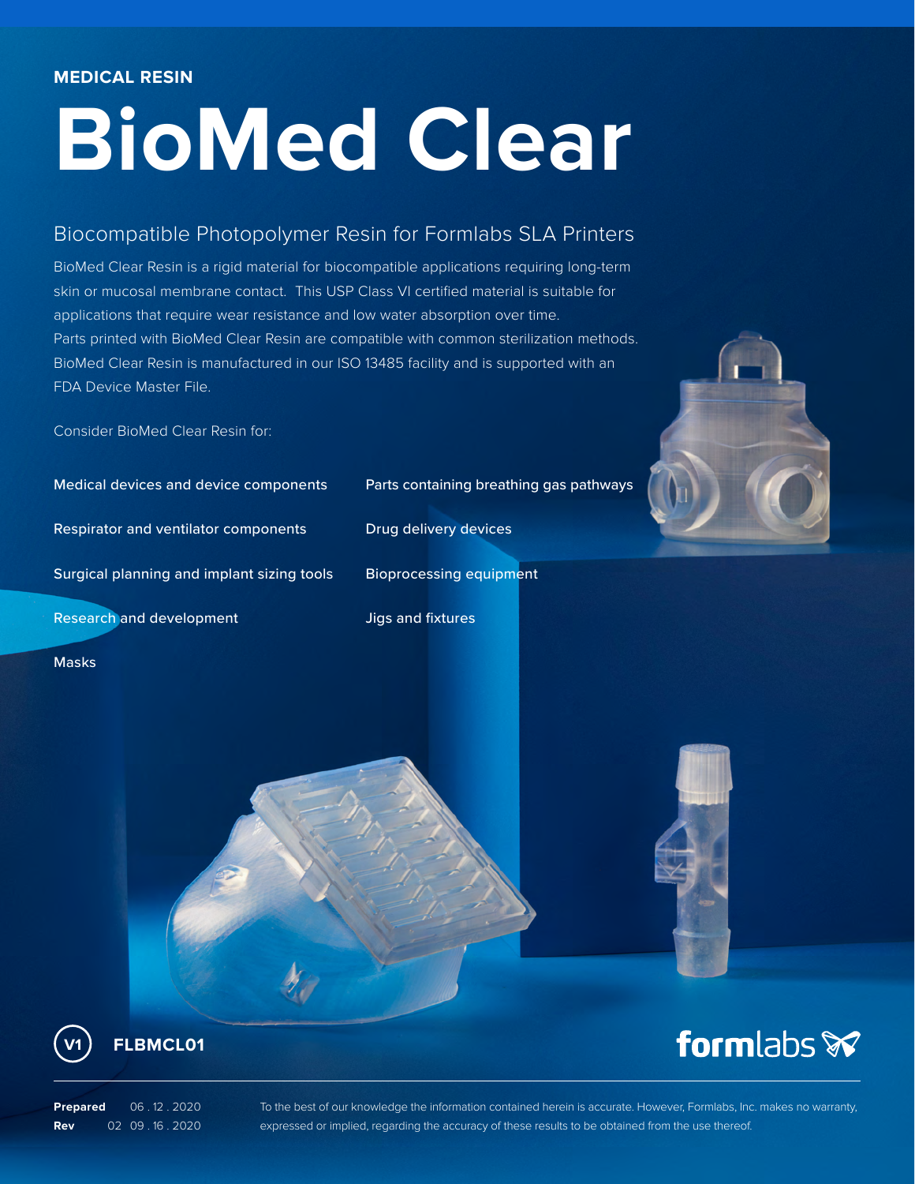MEDICAL RESIN

# BioMed Clear

## Biocompatible Photopolymer Resin for Formlabs SLA Printers

BioMed Clear Resin is a rigid material for biocompatible applications requiring long-term skin or mucosal membrane contact. This USP Class VI certified material is suitable for applications that require wear resistance and low water absorption over time. Parts printed with BioMed Clear Resin are compatible with common sterilization methods. BioMed Clear Resin is manufactured in our ISO 13485 facility and is supported with an FDA Device Master File.

Consider BioMed Clear Resin for:

- Medical devices and device components
- Respirator and ventilator components
- Surgical planning and implant sizing tools
- Research and development
- Masks
- Parts containing breathing gas pathways
- Drug delivery devices
- Bioprocessing equipment
- Jigs and fixtures

V1 **FLBMCL01**

**Prepared** 06 . 12 . 2020
**Rev** 02 09 . 16 . 2020

To the best of our knowledge the information contained herein is accurate. However, Formlabs, Inc. makes no warranty, expressed or implied, regarding the accuracy of these results to be obtained from the use thereof.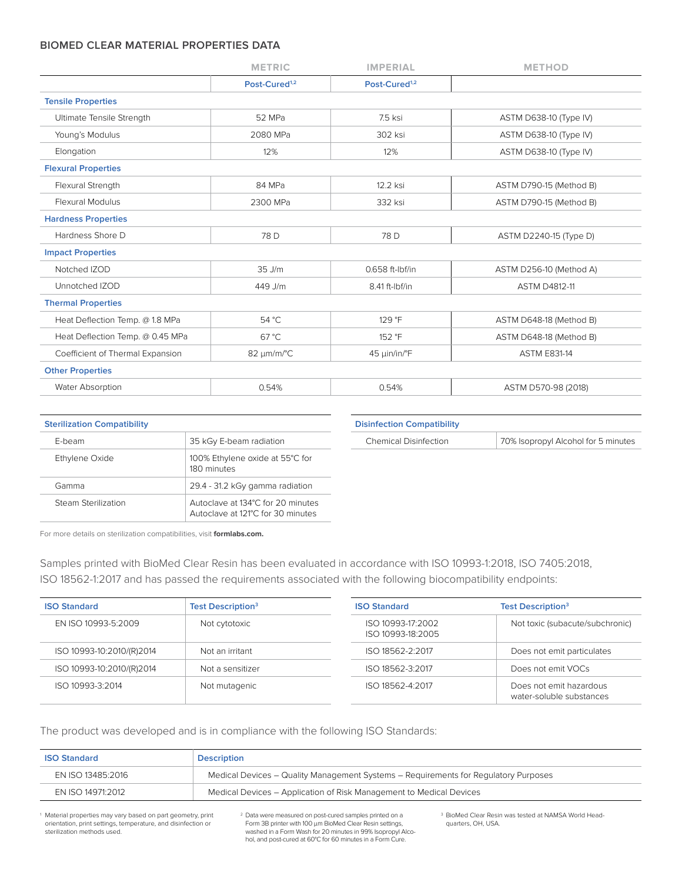## BIOMED CLEAR MATERIAL PROPERTIES DATA

| | METRIC | IMPERIAL | METHOD |
|---|---|---|---|
| | Post-Cured[1,2] | Post-Cured[1,2] | |
| **Tensile Properties** | | | |
| Ultimate Tensile Strength | 52 MPa | 7.5 ksi | ASTM D638-10 (Type IV) |
| Young's Modulus | 2080 MPa | 302 ksi | ASTM D638-10 (Type IV) |
| Elongation | 12% | 12% | ASTM D638-10 (Type IV) |
| **Flexural Properties** | | | |
| Flexural Strength | 84 MPa | 12.2 ksi | ASTM D790-15 (Method B) |
| Flexural Modulus | 2300 MPa | 332 ksi | ASTM D790-15 (Method B) |
| **Hardness Properties** | | | |
| Hardness Shore D | 78 D | 78 D | ASTM D2240-15 (Type D) |
| **Impact Properties** | | | |
| Notched IZOD | 35 J/m | 0.658 ft-lbf/in | ASTM D256-10 (Method A) |
| Unnotched IZOD | 449 J/m | 8.41 ft-lbf/in | ASTM D4812-11 |
| **Thermal Properties** | | | |
| Heat Deflection Temp. @ 1.8 MPa | 54 °C | 129 °F | ASTM D648-18 (Method B) |
| Heat Deflection Temp. @ 0.45 MPa | 67 °C | 152 °F | ASTM D648-18 (Method B) |
| Coefficient of Thermal Expansion | 82 µm/m/°C | 45 µin/in/°F | ASTM E831-14 |
| **Other Properties** | | | |
| Water Absorption | 0.54% | 0.54% | ASTM D570-98 (2018) |

| Sterilization Compatibility | |
|---|---|
| E-beam | 35 kGy E-beam radiation |
| Ethylene Oxide | 100% Ethylene oxide at 55°C for 180 minutes |
| Gamma | 29.4 - 31.2 kGy gamma radiation |
| Steam Sterilization | Autoclave at 134°C for 20 minutes<br>Autoclave at 121°C for 30 minutes |

| Disinfection Compatibility | |
|---|---|
| Chemical Disinfection | 70% Isopropyl Alcohol for 5 minutes |

For more details on sterilization compatibilities, visit **formlabs.com.**

Samples printed with BioMed Clear Resin has been evaluated in accordance with ISO 10993-1:2018, ISO 7405:2018, ISO 18562-1:2017 and has passed the requirements associated with the following biocompatibility endpoints:

| ISO Standard | Test Description[3] |
|---|---|
| EN ISO 10993-5:2009 | Not cytotoxic |
| ISO 10993-10:2010/(R)2014 | Not an irritant |
| ISO 10993-10:2010/(R)2014 | Not a sensitizer |
| ISO 10993-3:2014 | Not mutagenic |
| ISO 10993-17:2002<br>ISO 10993-18:2005 | Not toxic (subacute/subchronic) |
| ISO 18562-2:2017 | Does not emit particulates |
| ISO 18562-3:2017 | Does not emit VOCs |
| ISO 18562-4:2017 | Does not emit hazardous water-soluble substances |

The product was developed and is in compliance with the following ISO Standards:

| ISO Standard | Description |
|---|---|
| EN ISO 13485:2016 | Medical Devices – Quality Management Systems – Requirements for Regulatory Purposes |
| EN ISO 14971:2012 | Medical Devices – Application of Risk Management to Medical Devices |

[1] Material properties may vary based on part geometry, print orientation, print settings, temperature, and disinfection or sterilization methods used.

[2] Data were measured on post-cured samples printed on a Form 3B printer with 100 µm BioMed Clear Resin settings, washed in a Form Wash for 20 minutes in 99% Isopropyl Alcohol, and post-cured at 60°C for 60 minutes in a Form Cure.

[3] BioMed Clear Resin was tested at NAMSA World Headquarters, OH, USA.